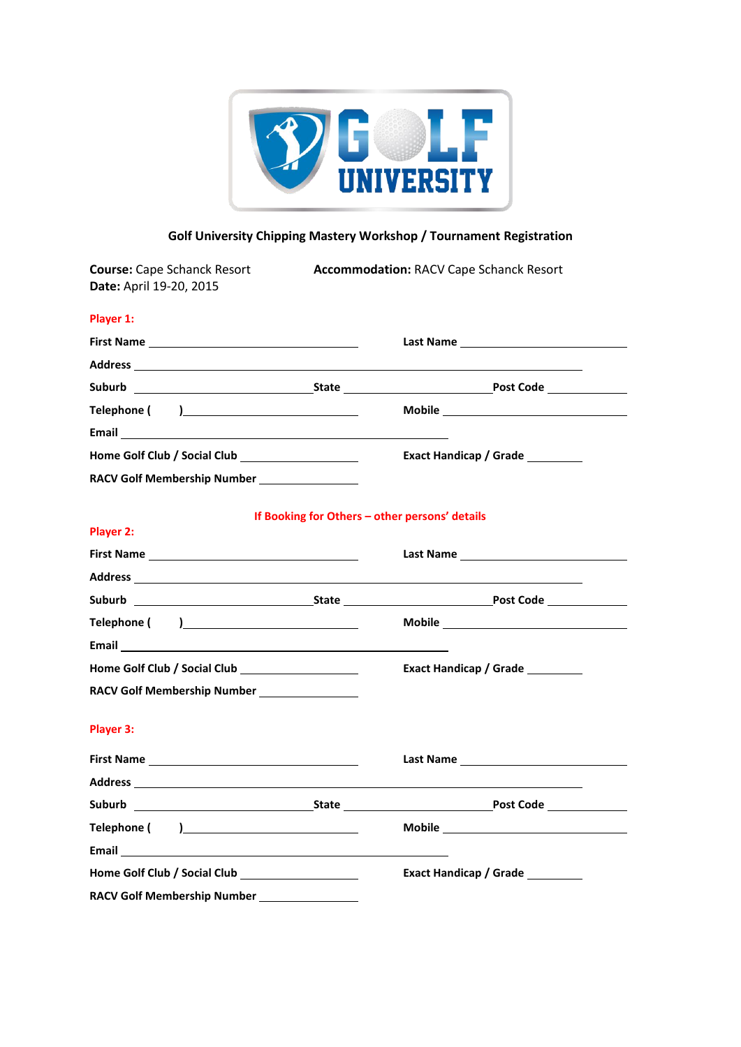GOLF UNIVERSITY

## Golf University Chipping Mastery Workshop / Tournament Registration

**Course:** Cape Schanck Resort
**Date:** April 19-20, 2015

**Accommodation:** RACV Cape Schanck Resort

**Player 1:**

**First Name** ______________________ **Last Name** ______________________

**Address** ______________________________________________

**Suburb** ________________ **State** ________________ **Post Code** __________

**Telephone (    )** ______________________ **Mobile** ______________________

**Email** ______________________________________

**Home Golf Club / Social Club** ______________ **Exact Handicap / Grade** ________

**RACV Golf Membership Number** ______________

**If Booking for Others – other persons' details**

**Player 2:**

**First Name** ______________________ **Last Name** ______________________

**Address** ______________________________________________

**Suburb** ________________ **State** ________________ **Post Code** __________

**Telephone (    )** ______________________ **Mobile** ______________________

**Email** ______________________________________

**Home Golf Club / Social Club** ______________ **Exact Handicap / Grade** ________

**RACV Golf Membership Number** ______________

**Player 3:**

**First Name** ______________________ **Last Name** ______________________

**Address** ______________________________________________

**Suburb** ________________ **State** ________________ **Post Code** __________

**Telephone (    )** ______________________ **Mobile** ______________________

**Email** ______________________________________

**Home Golf Club / Social Club** ______________ **Exact Handicap / Grade** ________

**RACV Golf Membership Number** ______________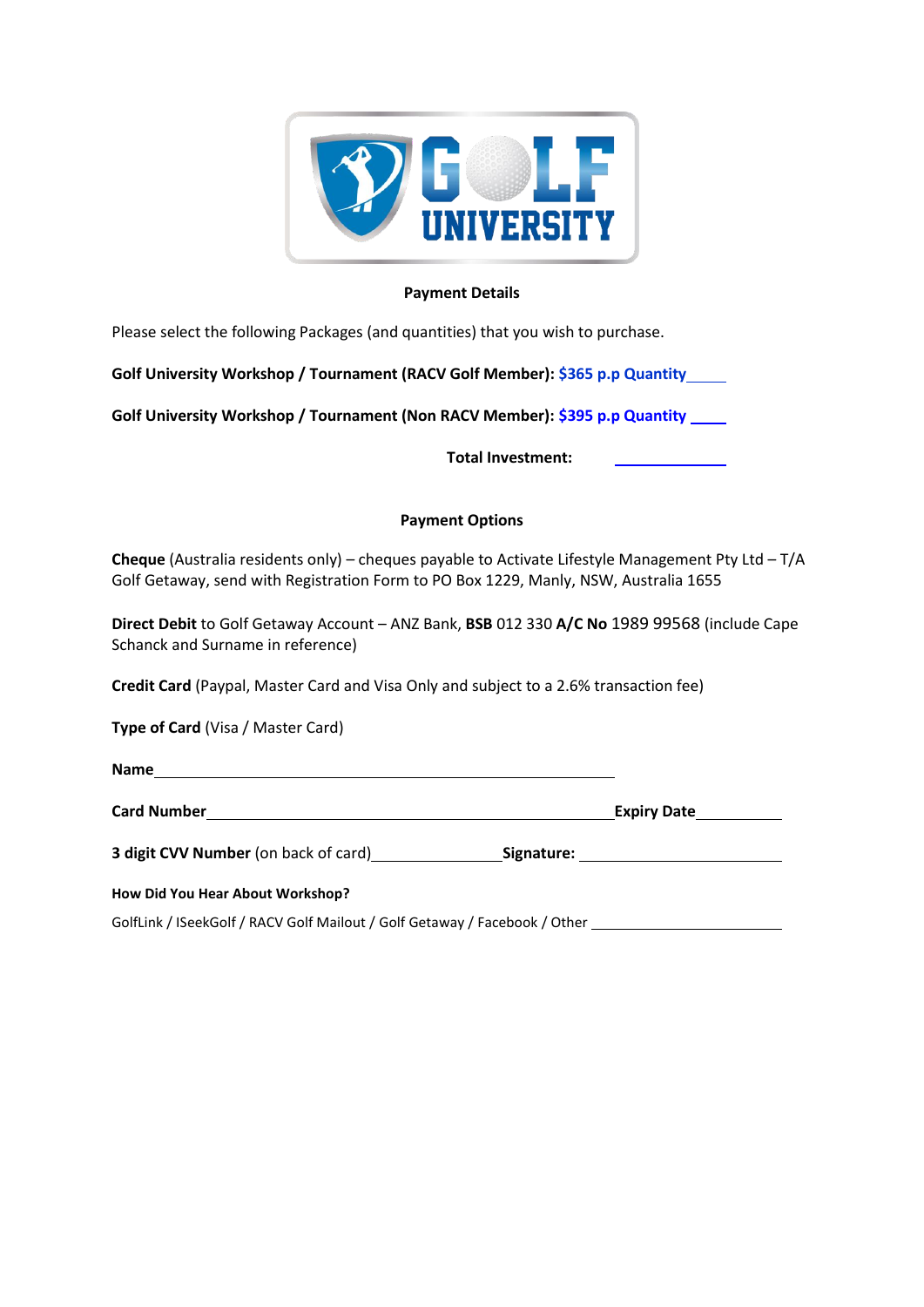## Payment Details

Please select the following Packages (and quantities) that you wish to purchase.

**Golf University Workshop / Tournament (RACV Golf Member): $365 p.p Quantity** _____

**Golf University Workshop / Tournament (Non RACV Member): $395 p.p Quantity** _____

**Total Investment:** ______________

## Payment Options

**Cheque** (Australia residents only) – cheques payable to Activate Lifestyle Management Pty Ltd – T/A Golf Getaway, send with Registration Form to PO Box 1229, Manly, NSW, Australia 1655

**Direct Debit** to Golf Getaway Account – ANZ Bank, **BSB** 012 330 **A/C No** 1989 99568 (include Cape Schanck and Surname in reference)

**Credit Card** (Paypal, Master Card and Visa Only and subject to a 2.6% transaction fee)

**Type of Card** (Visa / Master Card)

**Name** ____________________________________________________________

**Card Number** ______________________________________________________ **Expiry Date** ____________

**3 digit CVV Number** (on back of card) __________________ **Signature:** ____________________________

**How Did You Hear About Workshop?**

GolfLink / ISeekGolf / RACV Golf Mailout / Golf Getaway / Facebook / Other __________________________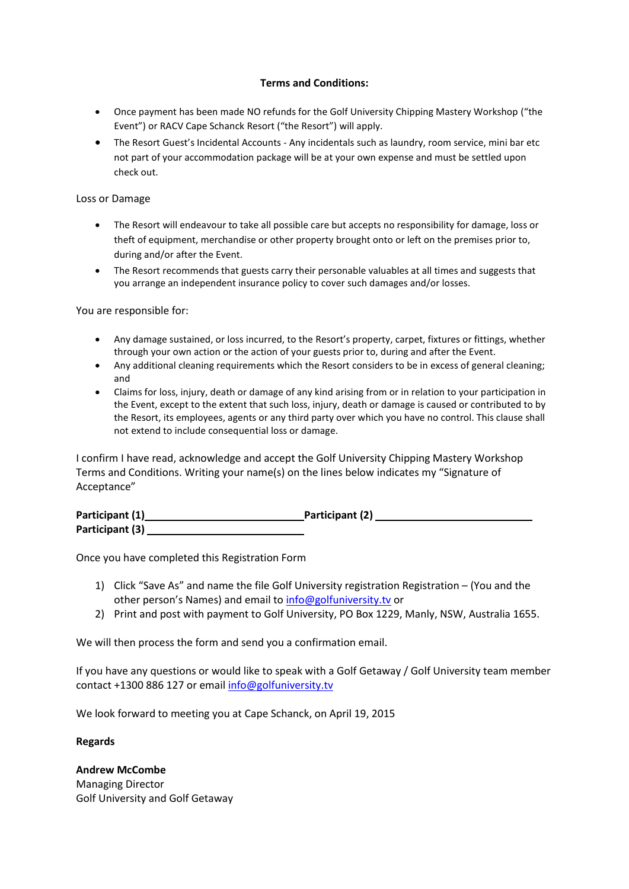**Terms and Conditions:**

- Once payment has been made NO refunds for the Golf University Chipping Mastery Workshop ("the Event") or RACV Cape Schanck Resort ("the Resort") will apply.
- The Resort Guest's Incidental Accounts - Any incidentals such as laundry, room service, mini bar etc not part of your accommodation package will be at your own expense and must be settled upon check out.

Loss or Damage

- The Resort will endeavour to take all possible care but accepts no responsibility for damage, loss or theft of equipment, merchandise or other property brought onto or left on the premises prior to, during and/or after the Event.
- The Resort recommends that guests carry their personable valuables at all times and suggests that you arrange an independent insurance policy to cover such damages and/or losses.

You are responsible for:

- Any damage sustained, or loss incurred, to the Resort's property, carpet, fixtures or fittings, whether through your own action or the action of your guests prior to, during and after the Event.
- Any additional cleaning requirements which the Resort considers to be in excess of general cleaning; and
- Claims for loss, injury, death or damage of any kind arising from or in relation to your participation in the Event, except to the extent that such loss, injury, death or damage is caused or contributed to by the Resort, its employees, agents or any third party over which you have no control. This clause shall not extend to include consequential loss or damage.

I confirm I have read, acknowledge and accept the Golf University Chipping Mastery Workshop Terms and Conditions. Writing your name(s) on the lines below indicates my "Signature of Acceptance"

**Participant (1)** ____________________________ **Participant (2)** ____________________________

**Participant (3)** ____________________________

Once you have completed this Registration Form

1) Click "Save As" and name the file Golf University registration Registration – (You and the other person's Names) and email to info@golfuniversity.tv or
2) Print and post with payment to Golf University, PO Box 1229, Manly, NSW, Australia 1655.

We will then process the form and send you a confirmation email.

If you have any questions or would like to speak with a Golf Getaway / Golf University team member contact +1300 886 127 or email info@golfuniversity.tv

We look forward to meeting you at Cape Schanck, on April 19, 2015

**Regards**

**Andrew McCombe**
Managing Director
Golf University and Golf Getaway